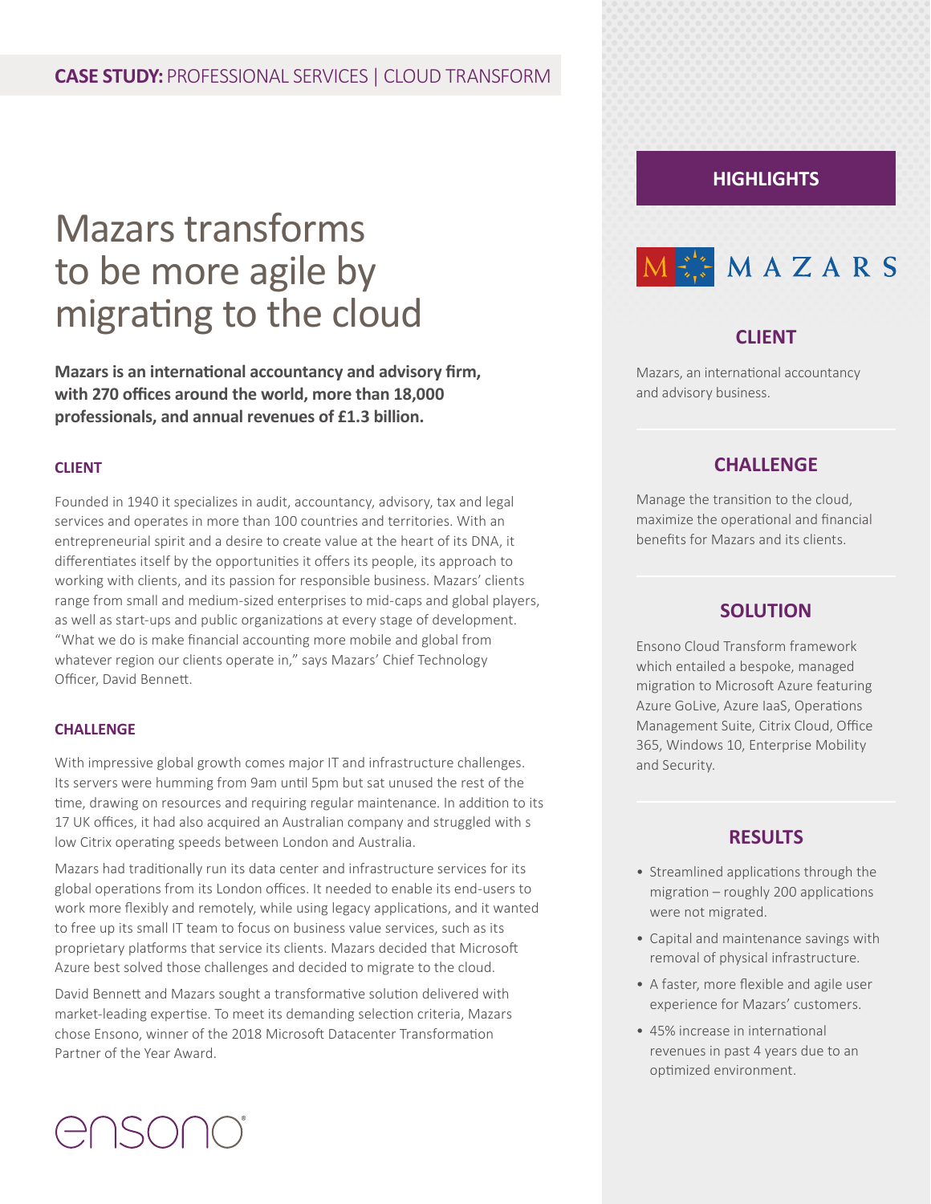**CASE STUDY:** PROFESSIONAL SERVICES | CLOUD TRANSFORM

# Mazars transforms to be more agile by migrating to the cloud

**Mazars is an international accountancy and advisory firm, with 270 offices around the world, more than 18,000 professionals, and annual revenues of £1.3 billion.**

### CLIENT

Founded in 1940 it specializes in audit, accountancy, advisory, tax and legal services and operates in more than 100 countries and territories. With an entrepreneurial spirit and a desire to create value at the heart of its DNA, it differentiates itself by the opportunities it offers its people, its approach to working with clients, and its passion for responsible business. Mazars' clients range from small and medium-sized enterprises to mid-caps and global players, as well as start-ups and public organizations at every stage of development. "What we do is make financial accounting more mobile and global from whatever region our clients operate in," says Mazars' Chief Technology Officer, David Bennett.

### CHALLENGE

With impressive global growth comes major IT and infrastructure challenges. Its servers were humming from 9am until 5pm but sat unused the rest of the time, drawing on resources and requiring regular maintenance. In addition to its 17 UK offices, it had also acquired an Australian company and struggled with s low Citrix operating speeds between London and Australia.

Mazars had traditionally run its data center and infrastructure services for its global operations from its London offices. It needed to enable its end-users to work more flexibly and remotely, while using legacy applications, and it wanted to free up its small IT team to focus on business value services, such as its proprietary platforms that service its clients. Mazars decided that Microsoft Azure best solved those challenges and decided to migrate to the cloud.

David Bennett and Mazars sought a transformative solution delivered with market-leading expertise. To meet its demanding selection criteria, Mazars chose Ensono, winner of the 2018 Microsoft Datacenter Transformation Partner of the Year Award.

ensono®

## HIGHLIGHTS

MAZARS

### CLIENT

Mazars, an international accountancy and advisory business.

### CHALLENGE

Manage the transition to the cloud, maximize the operational and financial benefits for Mazars and its clients.

### SOLUTION

Ensono Cloud Transform framework which entailed a bespoke, managed migration to Microsoft Azure featuring Azure GoLive, Azure IaaS, Operations Management Suite, Citrix Cloud, Office 365, Windows 10, Enterprise Mobility and Security.

### RESULTS

- Streamlined applications through the migration – roughly 200 applications were not migrated.
- Capital and maintenance savings with removal of physical infrastructure.
- A faster, more flexible and agile user experience for Mazars' customers.
- 45% increase in international revenues in past 4 years due to an optimized environment.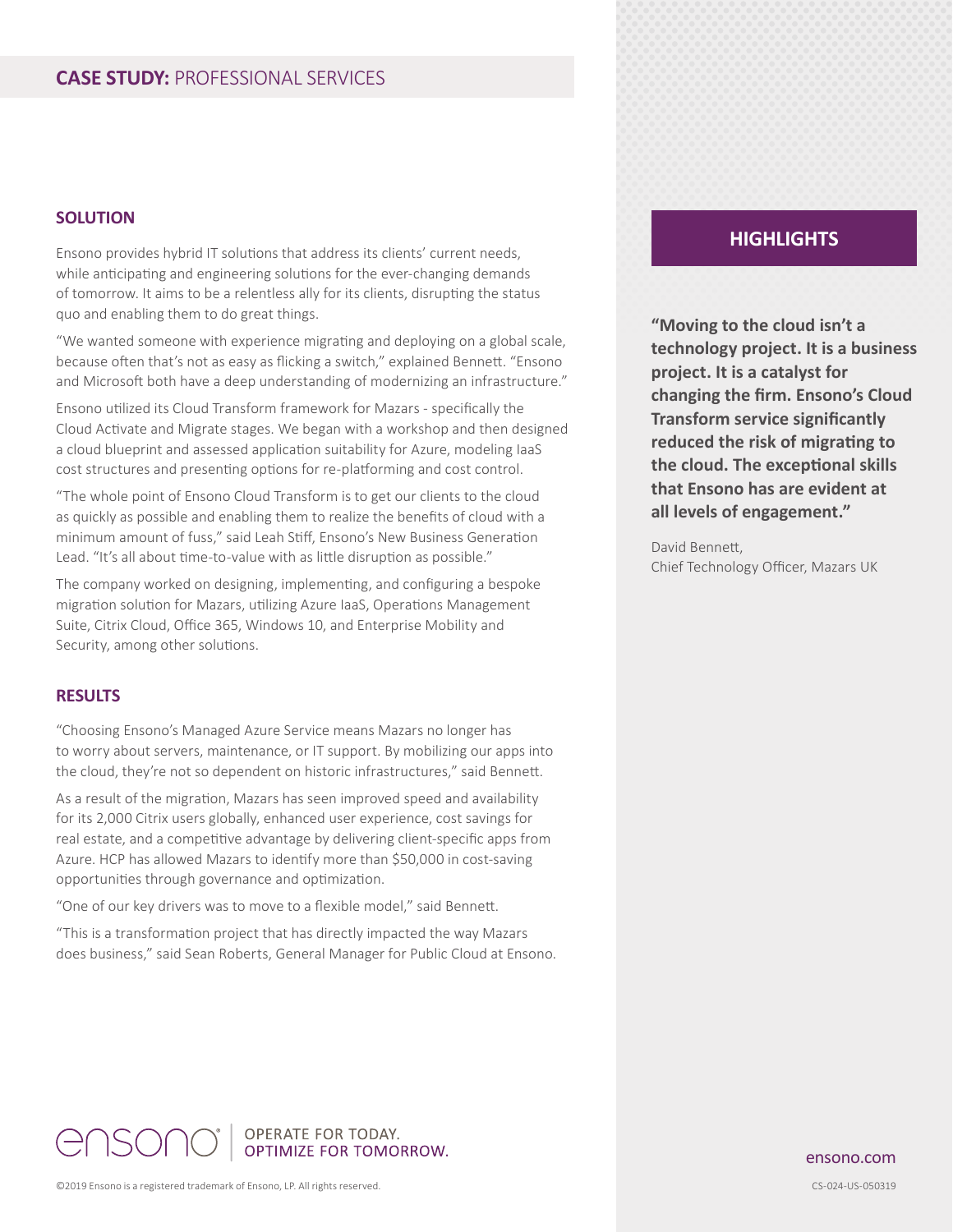## CASE STUDY: PROFESSIONAL SERVICES

### SOLUTION

Ensono provides hybrid IT solutions that address its clients' current needs, while anticipating and engineering solutions for the ever-changing demands of tomorrow. It aims to be a relentless ally for its clients, disrupting the status quo and enabling them to do great things.

"We wanted someone with experience migrating and deploying on a global scale, because often that's not as easy as flicking a switch," explained Bennett. "Ensono and Microsoft both have a deep understanding of modernizing an infrastructure."

Ensono utilized its Cloud Transform framework for Mazars - specifically the Cloud Activate and Migrate stages. We began with a workshop and then designed a cloud blueprint and assessed application suitability for Azure, modeling IaaS cost structures and presenting options for re-platforming and cost control.

"The whole point of Ensono Cloud Transform is to get our clients to the cloud as quickly as possible and enabling them to realize the benefits of cloud with a minimum amount of fuss," said Leah Stiff, Ensono's New Business Generation Lead. "It's all about time-to-value with as little disruption as possible."

The company worked on designing, implementing, and configuring a bespoke migration solution for Mazars, utilizing Azure IaaS, Operations Management Suite, Citrix Cloud, Office 365, Windows 10, and Enterprise Mobility and Security, among other solutions.

### RESULTS

"Choosing Ensono's Managed Azure Service means Mazars no longer has to worry about servers, maintenance, or IT support. By mobilizing our apps into the cloud, they're not so dependent on historic infrastructures," said Bennett.

As a result of the migration, Mazars has seen improved speed and availability for its 2,000 Citrix users globally, enhanced user experience, cost savings for real estate, and a competitive advantage by delivering client-specific apps from Azure. HCP has allowed Mazars to identify more than $50,000 in cost-saving opportunities through governance and optimization.

"One of our key drivers was to move to a flexible model," said Bennett.

"This is a transformation project that has directly impacted the way Mazars does business," said Sean Roberts, General Manager for Public Cloud at Ensono.

### HIGHLIGHTS

**"Moving to the cloud isn't a technology project. It is a business project. It is a catalyst for changing the firm. Ensono's Cloud Transform service significantly reduced the risk of migrating to the cloud. The exceptional skills that Ensono has are evident at all levels of engagement."**

David Bennett,
Chief Technology Officer, Mazars UK

ensono® | OPERATE FOR TODAY. OPTIMIZE FOR TOMORROW.

ensono.com

©2019 Ensono is a registered trademark of Ensono, LP. All rights reserved.

CS-024-US-050319